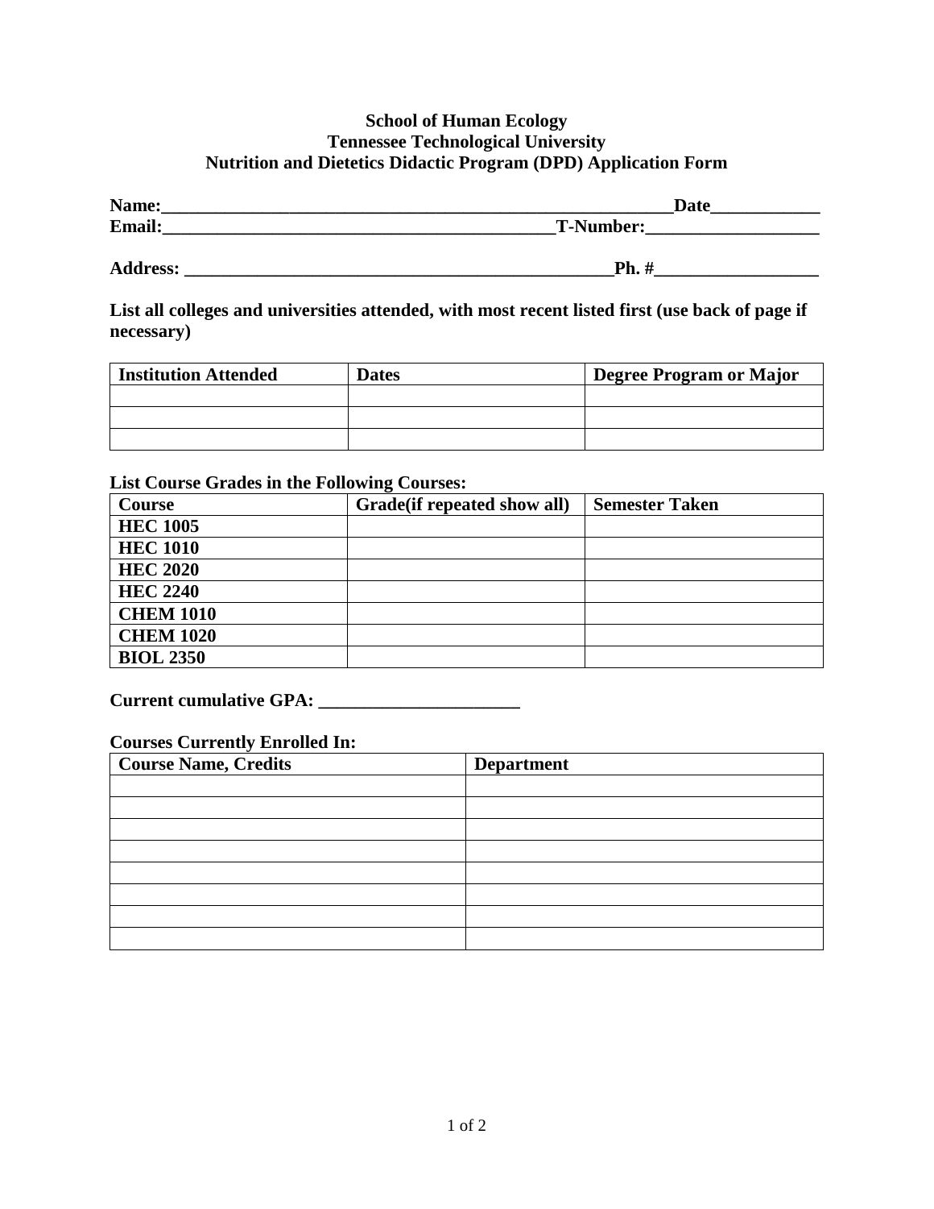**School of Human Ecology**
**Tennessee Technological University**
**Nutrition and Dietetics Didactic Program (DPD) Application Form**

**Name:**_________________________________________________________**Date**____________
**Email:**___________________________________________**T-Number:**___________________

**Address:** ________________________________________________**Ph. #**__________________

**List all colleges and universities attended, with most recent listed first (use back of page if necessary)**

| Institution Attended | Dates | Degree Program or Major |
|---|---|---|
| | | |
| | | |
| | | |

**List Course Grades in the Following Courses:**

| Course | Grade(if repeated show all) | Semester Taken |
|---|---|---|
| HEC 1005 | | |
| HEC 1010 | | |
| HEC 2020 | | |
| HEC 2240 | | |
| CHEM 1010 | | |
| CHEM 1020 | | |
| BIOL 2350 | | |

**Current cumulative GPA:** ______________________

**Courses Currently Enrolled In:**

| Course Name, Credits | Department |
|---|---|
| | |
| | |
| | |
| | |
| | |
| | |
| | |
| | |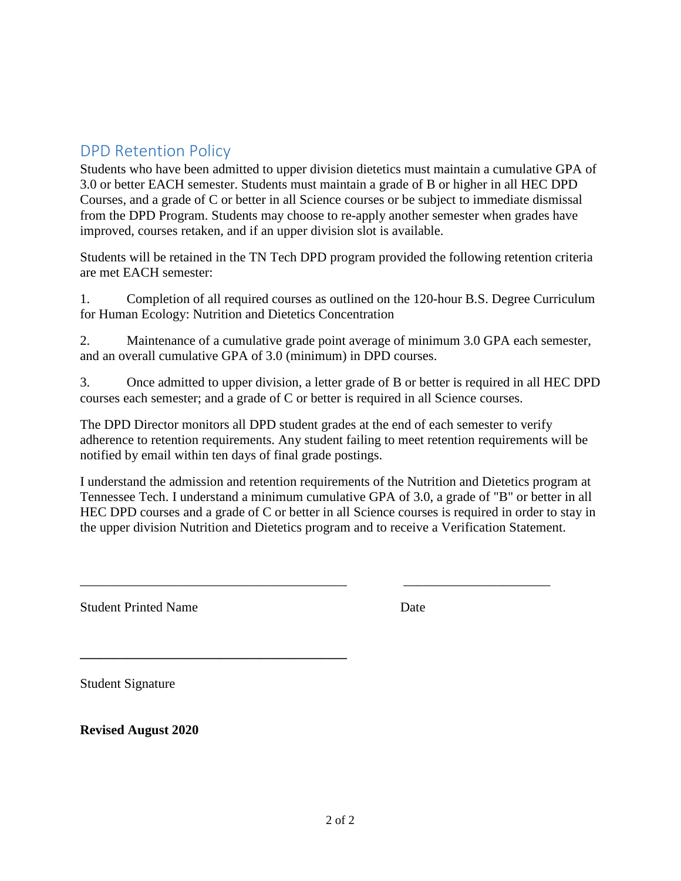## DPD Retention Policy

Students who have been admitted to upper division dietetics must maintain a cumulative GPA of 3.0 or better EACH semester. Students must maintain a grade of B or higher in all HEC DPD Courses, and a grade of C or better in all Science courses or be subject to immediate dismissal from the DPD Program. Students may choose to re-apply another semester when grades have improved, courses retaken, and if an upper division slot is available.

Students will be retained in the TN Tech DPD program provided the following retention criteria are met EACH semester:

1. Completion of all required courses as outlined on the 120-hour B.S. Degree Curriculum for Human Ecology: Nutrition and Dietetics Concentration

2. Maintenance of a cumulative grade point average of minimum 3.0 GPA each semester, and an overall cumulative GPA of 3.0 (minimum) in DPD courses.

3. Once admitted to upper division, a letter grade of B or better is required in all HEC DPD courses each semester; and a grade of C or better is required in all Science courses.

The DPD Director monitors all DPD student grades at the end of each semester to verify adherence to retention requirements. Any student failing to meet retention requirements will be notified by email within ten days of final grade postings.

I understand the admission and retention requirements of the Nutrition and Dietetics program at Tennessee Tech. I understand a minimum cumulative GPA of 3.0, a grade of "B" or better in all HEC DPD courses and a grade of C or better in all Science courses is required in order to stay in the upper division Nutrition and Dietetics program and to receive a Verification Statement.

\_\_\_\_\_\_\_\_\_\_\_\_\_\_\_\_\_\_\_\_\_\_\_\_\_\_\_\_\_\_\_\_\_\_\_\_\_\_\_\_ \_\_\_\_\_\_\_\_\_\_\_\_\_\_\_\_\_\_\_\_\_\_

Student Printed Name Date

\_\_\_\_\_\_\_\_\_\_\_\_\_\_\_\_\_\_\_\_\_\_\_\_\_\_\_\_\_\_\_\_\_\_\_\_\_\_\_\_

Student Signature

**Revised August 2020**